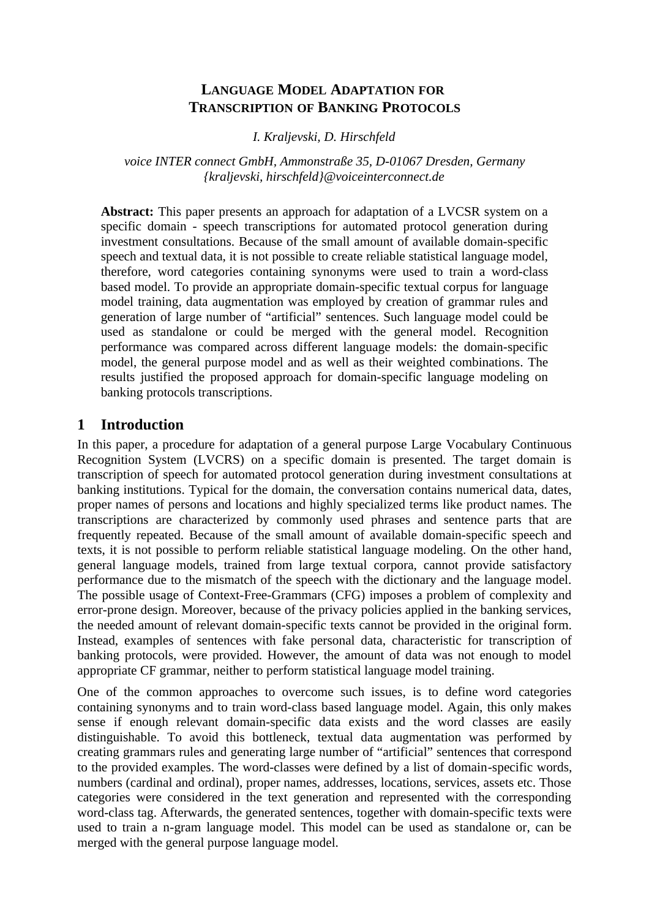# LANGUAGE MODEL ADAPTATION FOR TRANSCRIPTION OF BANKING PROTOCOLS

*I. Kraljevski, D. Hirschfeld*

*voice INTER connect GmbH, Ammonstraße 35, D-01067 Dresden, Germany*
*{kraljevski, hirschfeld}@voiceinterconnect.de*

**Abstract:** This paper presents an approach for adaptation of a LVCSR system on a specific domain - speech transcriptions for automated protocol generation during investment consultations. Because of the small amount of available domain-specific speech and textual data, it is not possible to create reliable statistical language model, therefore, word categories containing synonyms were used to train a word-class based model. To provide an appropriate domain-specific textual corpus for language model training, data augmentation was employed by creation of grammar rules and generation of large number of "artificial" sentences. Such language model could be used as standalone or could be merged with the general model. Recognition performance was compared across different language models: the domain-specific model, the general purpose model and as well as their weighted combinations. The results justified the proposed approach for domain-specific language modeling on banking protocols transcriptions.

## 1 Introduction

In this paper, a procedure for adaptation of a general purpose Large Vocabulary Continuous Recognition System (LVCRS) on a specific domain is presented. The target domain is transcription of speech for automated protocol generation during investment consultations at banking institutions. Typical for the domain, the conversation contains numerical data, dates, proper names of persons and locations and highly specialized terms like product names. The transcriptions are characterized by commonly used phrases and sentence parts that are frequently repeated. Because of the small amount of available domain-specific speech and texts, it is not possible to perform reliable statistical language modeling. On the other hand, general language models, trained from large textual corpora, cannot provide satisfactory performance due to the mismatch of the speech with the dictionary and the language model. The possible usage of Context-Free-Grammars (CFG) imposes a problem of complexity and error-prone design. Moreover, because of the privacy policies applied in the banking services, the needed amount of relevant domain-specific texts cannot be provided in the original form. Instead, examples of sentences with fake personal data, characteristic for transcription of banking protocols, were provided. However, the amount of data was not enough to model appropriate CF grammar, neither to perform statistical language model training.

One of the common approaches to overcome such issues, is to define word categories containing synonyms and to train word-class based language model. Again, this only makes sense if enough relevant domain-specific data exists and the word classes are easily distinguishable. To avoid this bottleneck, textual data augmentation was performed by creating grammars rules and generating large number of "artificial" sentences that correspond to the provided examples. The word-classes were defined by a list of domain-specific words, numbers (cardinal and ordinal), proper names, addresses, locations, services, assets etc. Those categories were considered in the text generation and represented with the corresponding word-class tag. Afterwards, the generated sentences, together with domain-specific texts were used to train a n-gram language model. This model can be used as standalone or, can be merged with the general purpose language model.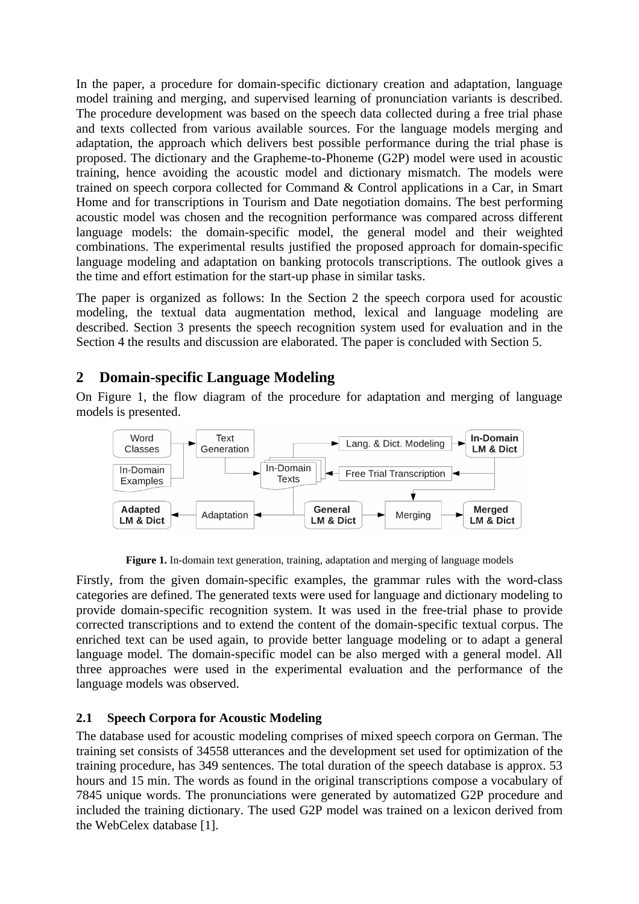In the paper, a procedure for domain-specific dictionary creation and adaptation, language model training and merging, and supervised learning of pronunciation variants is described. The procedure development was based on the speech data collected during a free trial phase and texts collected from various available sources. For the language models merging and adaptation, the approach which delivers best possible performance during the trial phase is proposed. The dictionary and the Grapheme-to-Phoneme (G2P) model were used in acoustic training, hence avoiding the acoustic model and dictionary mismatch. The models were trained on speech corpora collected for Command & Control applications in a Car, in Smart Home and for transcriptions in Tourism and Date negotiation domains. The best performing acoustic model was chosen and the recognition performance was compared across different language models: the domain-specific model, the general model and their weighted combinations. The experimental results justified the proposed approach for domain-specific language modeling and adaptation on banking protocols transcriptions. The outlook gives a the time and effort estimation for the start-up phase in similar tasks.

The paper is organized as follows: In the Section 2 the speech corpora used for acoustic modeling, the textual data augmentation method, lexical and language modeling are described. Section 3 presents the speech recognition system used for evaluation and in the Section 4 the results and discussion are elaborated. The paper is concluded with Section 5.

## 2 Domain-specific Language Modeling

On Figure 1, the flow diagram of the procedure for adaptation and merging of language models is presented.

Word Classes
In-Domain Examples
Text Generation
In-Domain Texts
Lang. & Dict. Modeling
In-Domain LM & Dict
Free Trial Transcription
Adapted LM & Dict
Adaptation
General LM & Dict
Merging
Merged LM & Dict

**Figure 1.** In-domain text generation, training, adaptation and merging of language models

Firstly, from the given domain-specific examples, the grammar rules with the word-class categories are defined. The generated texts were used for language and dictionary modeling to provide domain-specific recognition system. It was used in the free-trial phase to provide corrected transcriptions and to extend the content of the domain-specific textual corpus. The enriched text can be used again, to provide better language modeling or to adapt a general language model. The domain-specific model can be also merged with a general model. All three approaches were used in the experimental evaluation and the performance of the language models was observed.

### 2.1 Speech Corpora for Acoustic Modeling

The database used for acoustic modeling comprises of mixed speech corpora on German. The training set consists of 34558 utterances and the development set used for optimization of the training procedure, has 349 sentences. The total duration of the speech database is approx. 53 hours and 15 min. The words as found in the original transcriptions compose a vocabulary of 7845 unique words. The pronunciations were generated by automatized G2P procedure and included the training dictionary. The used G2P model was trained on a lexicon derived from the WebCelex database [1].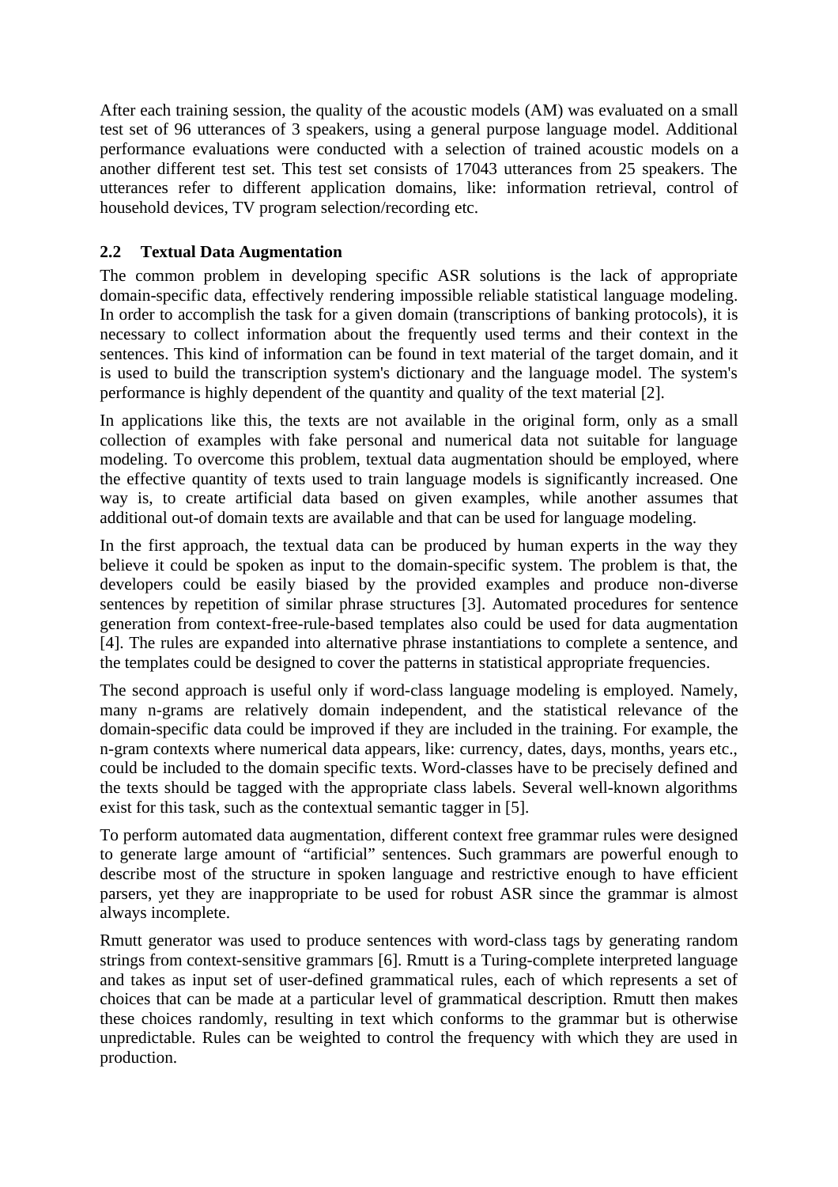After each training session, the quality of the acoustic models (AM) was evaluated on a small test set of 96 utterances of 3 speakers, using a general purpose language model. Additional performance evaluations were conducted with a selection of trained acoustic models on a another different test set. This test set consists of 17043 utterances from 25 speakers. The utterances refer to different application domains, like: information retrieval, control of household devices, TV program selection/recording etc.

### 2.2 Textual Data Augmentation

The common problem in developing specific ASR solutions is the lack of appropriate domain-specific data, effectively rendering impossible reliable statistical language modeling. In order to accomplish the task for a given domain (transcriptions of banking protocols), it is necessary to collect information about the frequently used terms and their context in the sentences. This kind of information can be found in text material of the target domain, and it is used to build the transcription system's dictionary and the language model. The system's performance is highly dependent of the quantity and quality of the text material [2].

In applications like this, the texts are not available in the original form, only as a small collection of examples with fake personal and numerical data not suitable for language modeling. To overcome this problem, textual data augmentation should be employed, where the effective quantity of texts used to train language models is significantly increased. One way is, to create artificial data based on given examples, while another assumes that additional out-of domain texts are available and that can be used for language modeling.

In the first approach, the textual data can be produced by human experts in the way they believe it could be spoken as input to the domain-specific system. The problem is that, the developers could be easily biased by the provided examples and produce non-diverse sentences by repetition of similar phrase structures [3]. Automated procedures for sentence generation from context-free-rule-based templates also could be used for data augmentation [4]. The rules are expanded into alternative phrase instantiations to complete a sentence, and the templates could be designed to cover the patterns in statistical appropriate frequencies.

The second approach is useful only if word-class language modeling is employed. Namely, many n-grams are relatively domain independent, and the statistical relevance of the domain-specific data could be improved if they are included in the training. For example, the n-gram contexts where numerical data appears, like: currency, dates, days, months, years etc., could be included to the domain specific texts. Word-classes have to be precisely defined and the texts should be tagged with the appropriate class labels. Several well-known algorithms exist for this task, such as the contextual semantic tagger in [5].

To perform automated data augmentation, different context free grammar rules were designed to generate large amount of "artificial" sentences. Such grammars are powerful enough to describe most of the structure in spoken language and restrictive enough to have efficient parsers, yet they are inappropriate to be used for robust ASR since the grammar is almost always incomplete.

Rmutt generator was used to produce sentences with word-class tags by generating random strings from context-sensitive grammars [6]. Rmutt is a Turing-complete interpreted language and takes as input set of user-defined grammatical rules, each of which represents a set of choices that can be made at a particular level of grammatical description. Rmutt then makes these choices randomly, resulting in text which conforms to the grammar but is otherwise unpredictable. Rules can be weighted to control the frequency with which they are used in production.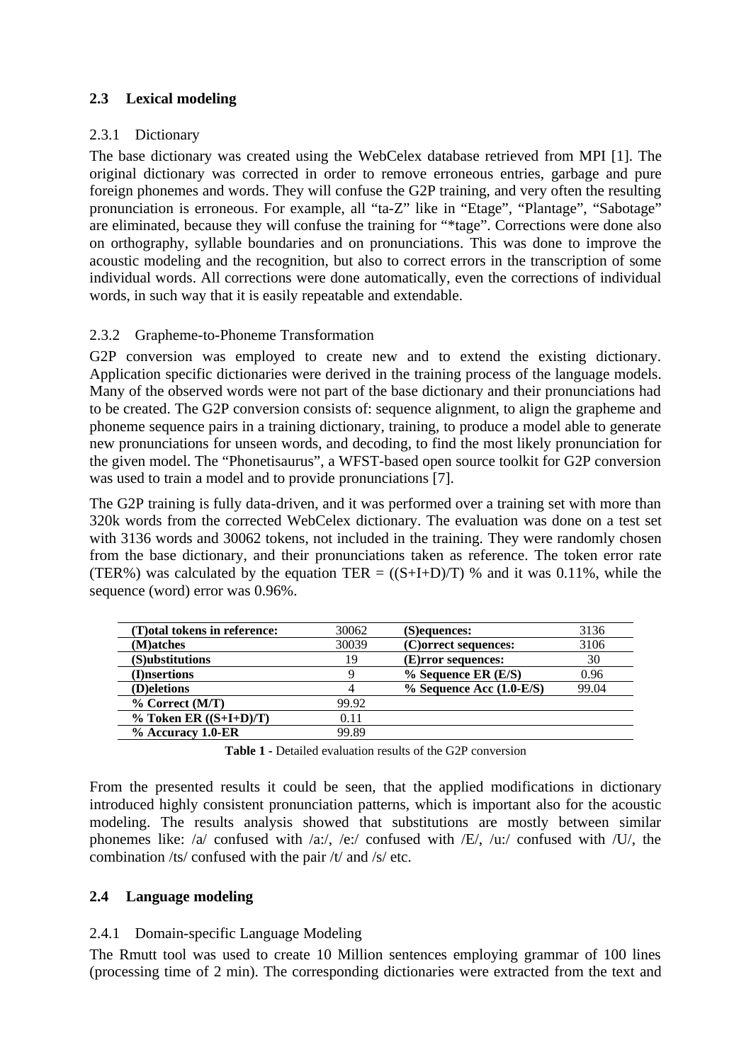## 2.3 Lexical modeling

### 2.3.1 Dictionary

The base dictionary was created using the WebCelex database retrieved from MPI [1]. The original dictionary was corrected in order to remove erroneous entries, garbage and pure foreign phonemes and words. They will confuse the G2P training, and very often the resulting pronunciation is erroneous. For example, all "ta-Z" like in "Etage", "Plantage", "Sabotage" are eliminated, because they will confuse the training for "*tage". Corrections were done also on orthography, syllable boundaries and on pronunciations. This was done to improve the acoustic modeling and the recognition, but also to correct errors in the transcription of some individual words. All corrections were done automatically, even the corrections of individual words, in such way that it is easily repeatable and extendable.

### 2.3.2 Grapheme-to-Phoneme Transformation

G2P conversion was employed to create new and to extend the existing dictionary. Application specific dictionaries were derived in the training process of the language models. Many of the observed words were not part of the base dictionary and their pronunciations had to be created. The G2P conversion consists of: sequence alignment, to align the grapheme and phoneme sequence pairs in a training dictionary, training, to produce a model able to generate new pronunciations for unseen words, and decoding, to find the most likely pronunciation for the given model. The "Phonetisaurus", a WFST-based open source toolkit for G2P conversion was used to train a model and to provide pronunciations [7].

The G2P training is fully data-driven, and it was performed over a training set with more than 320k words from the corrected WebCelex dictionary. The evaluation was done on a test set with 3136 words and 30062 tokens, not included in the training. They were randomly chosen from the base dictionary, and their pronunciations taken as reference. The token error rate (TER%) was calculated by the equation TER = ((S+I+D)/T) % and it was 0.11%, while the sequence (word) error was 0.96%.

| | | | |
|---|---|---|---|
| **(T)otal tokens in reference:** | 30062 | **(S)equences:** | 3136 |
| **(M)atches** | 30039 | **(C)orrect sequences:** | 3106 |
| **(S)ubstitutions** | 19 | **(E)rror sequences:** | 30 |
| **(I)nsertions** | 9 | **% Sequence ER (E/S)** | 0.96 |
| **(D)eletions** | 4 | **% Sequence Acc (1.0-E/S)** | 99.04 |
| **% Correct (M/T)** | 99.92 | | |
| **% Token ER ((S+I+D)/T)** | 0.11 | | |
| **% Accuracy 1.0-ER** | 99.89 | | |

**Table 1 -** Detailed evaluation results of the G2P conversion

From the presented results it could be seen, that the applied modifications in dictionary introduced highly consistent pronunciation patterns, which is important also for the acoustic modeling. The results analysis showed that substitutions are mostly between similar phonemes like: /a/ confused with /a:/, /e:/ confused with /E/, /u:/ confused with /U/, the combination /ts/ confused with the pair /t/ and /s/ etc.

## 2.4 Language modeling

### 2.4.1 Domain-specific Language Modeling

The Rmutt tool was used to create 10 Million sentences employing grammar of 100 lines (processing time of 2 min). The corresponding dictionaries were extracted from the text and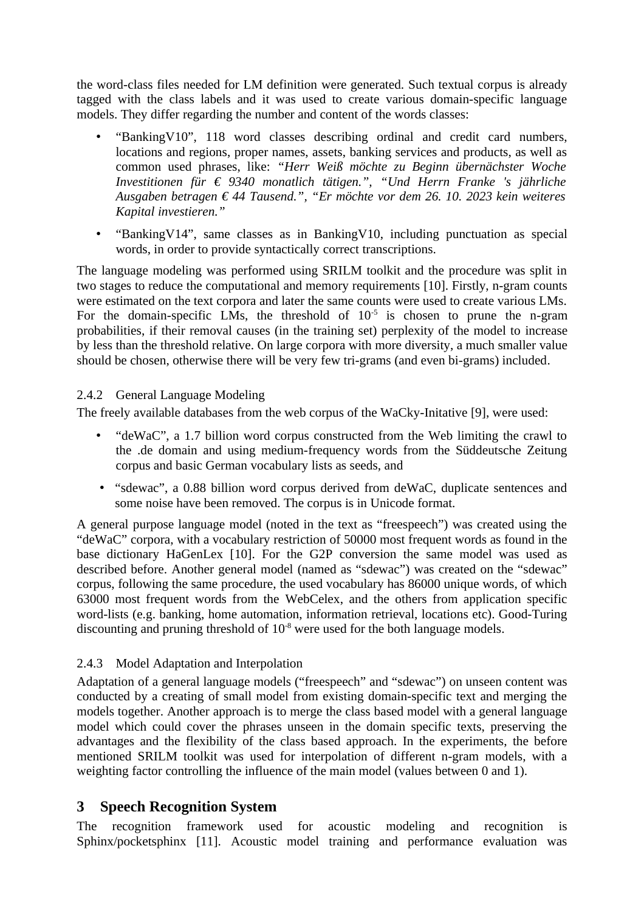the word-class files needed for LM definition were generated. Such textual corpus is already tagged with the class labels and it was used to create various domain-specific language models. They differ regarding the number and content of the words classes:

- "BankingV10", 118 word classes describing ordinal and credit card numbers, locations and regions, proper names, assets, banking services and products, as well as common used phrases, like: *"Herr Weiß möchte zu Beginn übernächster Woche Investitionen für € 9340 monatlich tätigen.", "Und Herrn Franke 's jährliche Ausgaben betragen € 44 Tausend.", "Er möchte vor dem 26. 10. 2023 kein weiteres Kapital investieren."*
- "BankingV14", same classes as in BankingV10, including punctuation as special words, in order to provide syntactically correct transcriptions.

The language modeling was performed using SRILM toolkit and the procedure was split in two stages to reduce the computational and memory requirements [10]. Firstly, n-gram counts were estimated on the text corpora and later the same counts were used to create various LMs. For the domain-specific LMs, the threshold of $10^{-5}$ is chosen to prune the n-gram probabilities, if their removal causes (in the training set) perplexity of the model to increase by less than the threshold relative. On large corpora with more diversity, a much smaller value should be chosen, otherwise there will be very few tri-grams (and even bi-grams) included.

### 2.4.2 General Language Modeling

The freely available databases from the web corpus of the WaCky-Initative [9], were used:

- "deWaC", a 1.7 billion word corpus constructed from the Web limiting the crawl to the .de domain and using medium-frequency words from the Süddeutsche Zeitung corpus and basic German vocabulary lists as seeds, and
- "sdewac", a 0.88 billion word corpus derived from deWaC, duplicate sentences and some noise have been removed. The corpus is in Unicode format.

A general purpose language model (noted in the text as "freespeech") was created using the "deWaC" corpora, with a vocabulary restriction of 50000 most frequent words as found in the base dictionary HaGenLex [10]. For the G2P conversion the same model was used as described before. Another general model (named as "sdewac") was created on the "sdewac" corpus, following the same procedure, the used vocabulary has 86000 unique words, of which 63000 most frequent words from the WebCelex, and the others from application specific word-lists (e.g. banking, home automation, information retrieval, locations etc). Good-Turing discounting and pruning threshold of $10^{-8}$ were used for the both language models.

### 2.4.3 Model Adaptation and Interpolation

Adaptation of a general language models ("freespeech" and "sdewac") on unseen content was conducted by a creating of small model from existing domain-specific text and merging the models together. Another approach is to merge the class based model with a general language model which could cover the phrases unseen in the domain specific texts, preserving the advantages and the flexibility of the class based approach. In the experiments, the before mentioned SRILM toolkit was used for interpolation of different n-gram models, with a weighting factor controlling the influence of the main model (values between 0 and 1).

## 3 Speech Recognition System

The recognition framework used for acoustic modeling and recognition is Sphinx/pocketsphinx [11]. Acoustic model training and performance evaluation was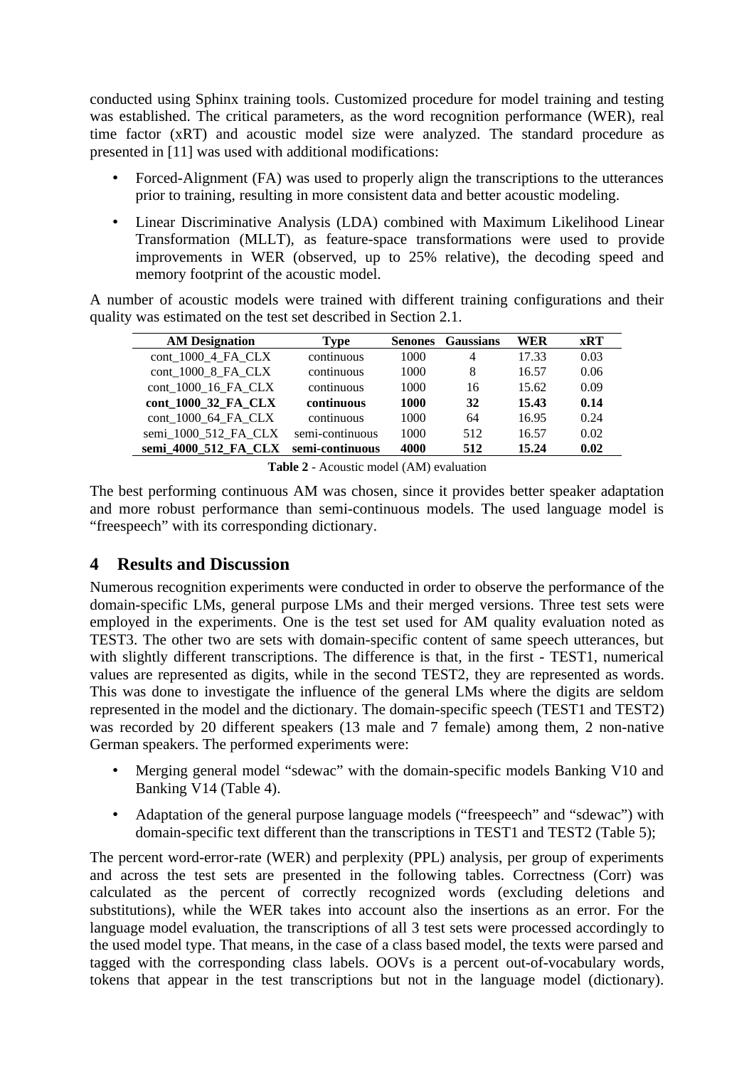conducted using Sphinx training tools. Customized procedure for model training and testing was established. The critical parameters, as the word recognition performance (WER), real time factor (xRT) and acoustic model size were analyzed. The standard procedure as presented in [11] was used with additional modifications:

- Forced-Alignment (FA) was used to properly align the transcriptions to the utterances prior to training, resulting in more consistent data and better acoustic modeling.
- Linear Discriminative Analysis (LDA) combined with Maximum Likelihood Linear Transformation (MLLT), as feature-space transformations were used to provide improvements in WER (observed, up to 25% relative), the decoding speed and memory footprint of the acoustic model.

A number of acoustic models were trained with different training configurations and their quality was estimated on the test set described in Section 2.1.

| AM Designation | Type | Senones | Gaussians | WER | xRT |
|---|---|---|---|---|---|
| cont_1000_4_FA_CLX | continuous | 1000 | 4 | 17.33 | 0.03 |
| cont_1000_8_FA_CLX | continuous | 1000 | 8 | 16.57 | 0.06 |
| cont_1000_16_FA_CLX | continuous | 1000 | 16 | 15.62 | 0.09 |
| **cont_1000_32_FA_CLX** | **continuous** | **1000** | **32** | **15.43** | **0.14** |
| cont_1000_64_FA_CLX | continuous | 1000 | 64 | 16.95 | 0.24 |
| semi_1000_512_FA_CLX | semi-continuous | 1000 | 512 | 16.57 | 0.02 |
| **semi_4000_512_FA_CLX** | **semi-continuous** | **4000** | **512** | **15.24** | **0.02** |

**Table 2** - Acoustic model (AM) evaluation

The best performing continuous AM was chosen, since it provides better speaker adaptation and more robust performance than semi-continuous models. The used language model is "freespeech" with its corresponding dictionary.

## 4 Results and Discussion

Numerous recognition experiments were conducted in order to observe the performance of the domain-specific LMs, general purpose LMs and their merged versions. Three test sets were employed in the experiments. One is the test set used for AM quality evaluation noted as TEST3. The other two are sets with domain-specific content of same speech utterances, but with slightly different transcriptions. The difference is that, in the first - TEST1, numerical values are represented as digits, while in the second TEST2, they are represented as words. This was done to investigate the influence of the general LMs where the digits are seldom represented in the model and the dictionary. The domain-specific speech (TEST1 and TEST2) was recorded by 20 different speakers (13 male and 7 female) among them, 2 non-native German speakers. The performed experiments were:

- Merging general model "sdewac" with the domain-specific models Banking V10 and Banking V14 (Table 4).
- Adaptation of the general purpose language models ("freespeech" and "sdewac") with domain-specific text different than the transcriptions in TEST1 and TEST2 (Table 5);

The percent word-error-rate (WER) and perplexity (PPL) analysis, per group of experiments and across the test sets are presented in the following tables. Correctness (Corr) was calculated as the percent of correctly recognized words (excluding deletions and substitutions), while the WER takes into account also the insertions as an error. For the language model evaluation, the transcriptions of all 3 test sets were processed accordingly to the used model type. That means, in the case of a class based model, the texts were parsed and tagged with the corresponding class labels. OOVs is a percent out-of-vocabulary words, tokens that appear in the test transcriptions but not in the language model (dictionary).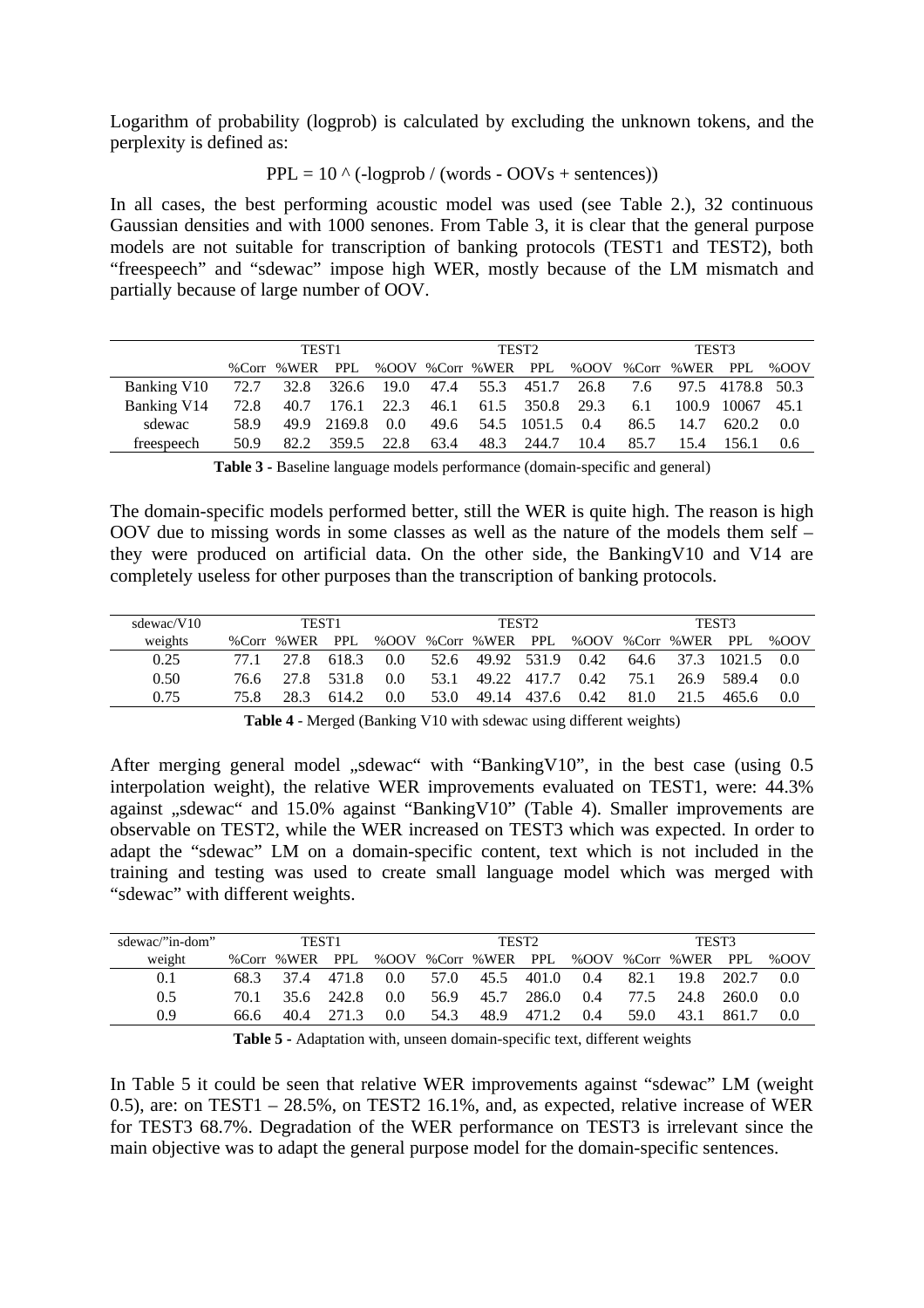Logarithm of probability (logprob) is calculated by excluding the unknown tokens, and the perplexity is defined as:

$$PPL = 10 \wedge (-logprob / (words - OOVs + sentences))$$

In all cases, the best performing acoustic model was used (see Table 2.), 32 continuous Gaussian densities and with 1000 senones. From Table 3, it is clear that the general purpose models are not suitable for transcription of banking protocols (TEST1 and TEST2), both "freespeech" and "sdewac" impose high WER, mostly because of the LM mismatch and partially because of large number of OOV.

| | TEST1 | | | | TEST2 | | | | TEST3 | | | |
|---|---|---|---|---|---|---|---|---|---|---|---|---|
| | %Corr | %WER | PPL | %OOV | %Corr | %WER | PPL | %OOV | %Corr | %WER | PPL | %OOV |
| Banking V10 | 72.7 | 32.8 | 326.6 | 19.0 | 47.4 | 55.3 | 451.7 | 26.8 | 7.6 | 97.5 | 4178.8 | 50.3 |
| Banking V14 | 72.8 | 40.7 | 176.1 | 22.3 | 46.1 | 61.5 | 350.8 | 29.3 | 6.1 | 100.9 | 10067 | 45.1 |
| sdewac | 58.9 | 49.9 | 2169.8 | 0.0 | 49.6 | 54.5 | 1051.5 | 0.4 | 86.5 | 14.7 | 620.2 | 0.0 |
| freespeech | 50.9 | 82.2 | 359.5 | 22.8 | 63.4 | 48.3 | 244.7 | 10.4 | 85.7 | 15.4 | 156.1 | 0.6 |

**Table 3** - Baseline language models performance (domain-specific and general)

The domain-specific models performed better, still the WER is quite high. The reason is high OOV due to missing words in some classes as well as the nature of the models them self – they were produced on artificial data. On the other side, the BankingV10 and V14 are completely useless for other purposes than the transcription of banking protocols.

| sdewac/V10 | TEST1 | | | | TEST2 | | | | TEST3 | | | |
|---|---|---|---|---|---|---|---|---|---|---|---|---|
| weights | %Corr | %WER | PPL | %OOV | %Corr | %WER | PPL | %OOV | %Corr | %WER | PPL | %OOV |
| 0.25 | 77.1 | 27.8 | 618.3 | 0.0 | 52.6 | 49.92 | 531.9 | 0.42 | 64.6 | 37.3 | 1021.5 | 0.0 |
| 0.50 | 76.6 | 27.8 | 531.8 | 0.0 | 53.1 | 49.22 | 417.7 | 0.42 | 75.1 | 26.9 | 589.4 | 0.0 |
| 0.75 | 75.8 | 28.3 | 614.2 | 0.0 | 53.0 | 49.14 | 437.6 | 0.42 | 81.0 | 21.5 | 465.6 | 0.0 |

**Table 4** - Merged (Banking V10 with sdewac using different weights)

After merging general model „sdewac" with "BankingV10", in the best case (using 0.5 interpolation weight), the relative WER improvements evaluated on TEST1, were: 44.3% against „sdewac" and 15.0% against "BankingV10" (Table 4). Smaller improvements are observable on TEST2, while the WER increased on TEST3 which was expected. In order to adapt the "sdewac" LM on a domain-specific content, text which is not included in the training and testing was used to create small language model which was merged with "sdewac" with different weights.

| sdewac/"in-dom" | TEST1 | | | | TEST2 | | | | TEST3 | | | |
|---|---|---|---|---|---|---|---|---|---|---|---|---|
| weight | %Corr | %WER | PPL | %OOV | %Corr | %WER | PPL | %OOV | %Corr | %WER | PPL | %OOV |
| 0.1 | 68.3 | 37.4 | 471.8 | 0.0 | 57.0 | 45.5 | 401.0 | 0.4 | 82.1 | 19.8 | 202.7 | 0.0 |
| 0.5 | 70.1 | 35.6 | 242.8 | 0.0 | 56.9 | 45.7 | 286.0 | 0.4 | 77.5 | 24.8 | 260.0 | 0.0 |
| 0.9 | 66.6 | 40.4 | 271.3 | 0.0 | 54.3 | 48.9 | 471.2 | 0.4 | 59.0 | 43.1 | 861.7 | 0.0 |

**Table 5** - Adaptation with, unseen domain-specific text, different weights

In Table 5 it could be seen that relative WER improvements against "sdewac" LM (weight 0.5), are: on TEST1 – 28.5%, on TEST2 16.1%, and, as expected, relative increase of WER for TEST3 68.7%. Degradation of the WER performance on TEST3 is irrelevant since the main objective was to adapt the general purpose model for the domain-specific sentences.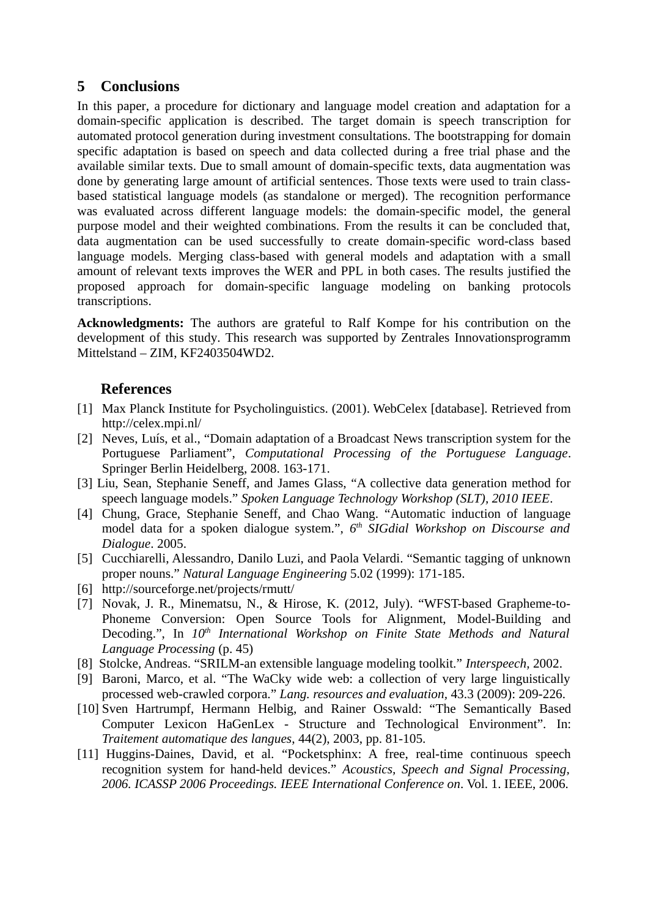## 5 Conclusions

In this paper, a procedure for dictionary and language model creation and adaptation for a domain-specific application is described. The target domain is speech transcription for automated protocol generation during investment consultations. The bootstrapping for domain specific adaptation is based on speech and data collected during a free trial phase and the available similar texts. Due to small amount of domain-specific texts, data augmentation was done by generating large amount of artificial sentences. Those texts were used to train class-based statistical language models (as standalone or merged). The recognition performance was evaluated across different language models: the domain-specific model, the general purpose model and their weighted combinations. From the results it can be concluded that, data augmentation can be used successfully to create domain-specific word-class based language models. Merging class-based with general models and adaptation with a small amount of relevant texts improves the WER and PPL in both cases. The results justified the proposed approach for domain-specific language modeling on banking protocols transcriptions.

**Acknowledgments:** The authors are grateful to Ralf Kompe for his contribution on the development of this study. This research was supported by Zentrales Innovationsprogramm Mittelstand – ZIM, KF2403504WD2.

## References

[1] Max Planck Institute for Psycholinguistics. (2001). WebCelex [database]. Retrieved from http://celex.mpi.nl/

[2] Neves, Luís, et al., "Domain adaptation of a Broadcast News transcription system for the Portuguese Parliament", *Computational Processing of the Portuguese Language*. Springer Berlin Heidelberg, 2008. 163-171.

[3] Liu, Sean, Stephanie Seneff, and James Glass, "A collective data generation method for speech language models." *Spoken Language Technology Workshop (SLT), 2010 IEEE*.

[4] Chung, Grace, Stephanie Seneff, and Chao Wang. "Automatic induction of language model data for a spoken dialogue system.", *6th SIGdial Workshop on Discourse and Dialogue*. 2005.

[5] Cucchiarelli, Alessandro, Danilo Luzi, and Paola Velardi. "Semantic tagging of unknown proper nouns." *Natural Language Engineering* 5.02 (1999): 171-185.

[6] http://sourceforge.net/projects/rmutt/

[7] Novak, J. R., Minematsu, N., & Hirose, K. (2012, July). "WFST-based Grapheme-to-Phoneme Conversion: Open Source Tools for Alignment, Model-Building and Decoding.", In *10th International Workshop on Finite State Methods and Natural Language Processing* (p. 45)

[8] Stolcke, Andreas. "SRILM-an extensible language modeling toolkit." *Interspeech*, 2002.

[9] Baroni, Marco, et al. "The WaCky wide web: a collection of very large linguistically processed web-crawled corpora." *Lang. resources and evaluation*, 43.3 (2009): 209-226.

[10] Sven Hartrumpf, Hermann Helbig, and Rainer Osswald: "The Semantically Based Computer Lexicon HaGenLex - Structure and Technological Environment". In: *Traitement automatique des langues*, 44(2), 2003, pp. 81-105.

[11] Huggins-Daines, David, et al. "Pocketsphinx: A free, real-time continuous speech recognition system for hand-held devices." *Acoustics, Speech and Signal Processing, 2006. ICASSP 2006 Proceedings. IEEE International Conference on*. Vol. 1. IEEE, 2006.